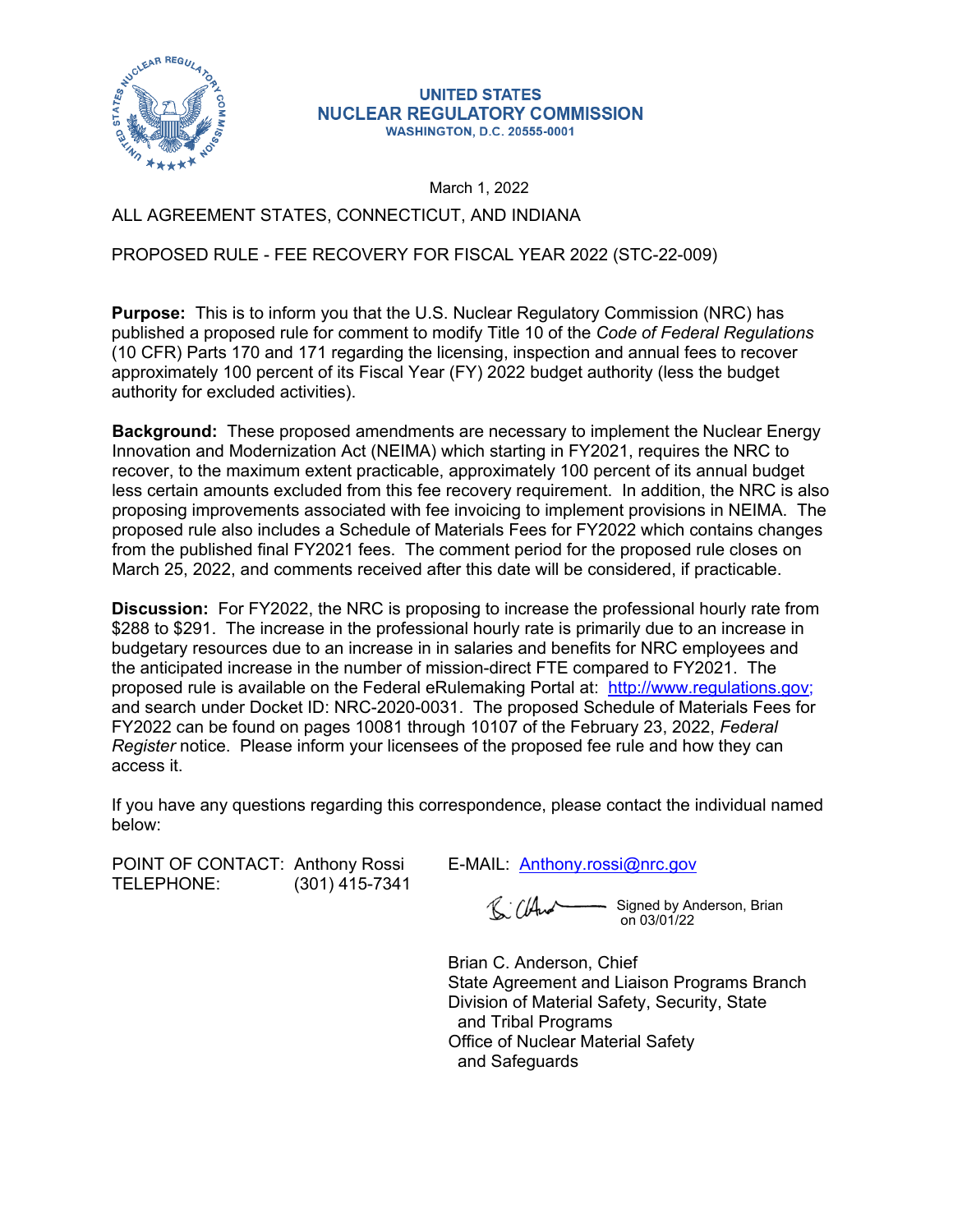UNITED STATES
NUCLEAR REGULATORY COMMISSION
WASHINGTON, D.C. 20555-0001

March 1, 2022

ALL AGREEMENT STATES, CONNECTICUT, AND INDIANA

PROPOSED RULE - FEE RECOVERY FOR FISCAL YEAR 2022 (STC-22-009)

**Purpose:** This is to inform you that the U.S. Nuclear Regulatory Commission (NRC) has published a proposed rule for comment to modify Title 10 of the *Code of Federal Regulations* (10 CFR) Parts 170 and 171 regarding the licensing, inspection and annual fees to recover approximately 100 percent of its Fiscal Year (FY) 2022 budget authority (less the budget authority for excluded activities).

**Background:** These proposed amendments are necessary to implement the Nuclear Energy Innovation and Modernization Act (NEIMA) which starting in FY2021, requires the NRC to recover, to the maximum extent practicable, approximately 100 percent of its annual budget less certain amounts excluded from this fee recovery requirement. In addition, the NRC is also proposing improvements associated with fee invoicing to implement provisions in NEIMA. The proposed rule also includes a Schedule of Materials Fees for FY2022 which contains changes from the published final FY2021 fees. The comment period for the proposed rule closes on March 25, 2022, and comments received after this date will be considered, if practicable.

**Discussion:** For FY2022, the NRC is proposing to increase the professional hourly rate from $288 to $291. The increase in the professional hourly rate is primarily due to an increase in budgetary resources due to an increase in in salaries and benefits for NRC employees and the anticipated increase in the number of mission-direct FTE compared to FY2021. The proposed rule is available on the Federal eRulemaking Portal at: [http://www.regulations.gov;](http://www.regulations.gov) and search under Docket ID: NRC-2020-0031. The proposed Schedule of Materials Fees for FY2022 can be found on pages 10081 through 10107 of the February 23, 2022, *Federal Register* notice. Please inform your licensees of the proposed fee rule and how they can access it.

If you have any questions regarding this correspondence, please contact the individual named below:

POINT OF CONTACT: Anthony Rossi
TELEPHONE: (301) 415-7341
E-MAIL: [Anthony.rossi@nrc.gov](mailto:Anthony.rossi@nrc.gov)

Signed by Anderson, Brian on 03/01/22

Brian C. Anderson, Chief
State Agreement and Liaison Programs Branch
Division of Material Safety, Security, State and Tribal Programs
Office of Nuclear Material Safety and Safeguards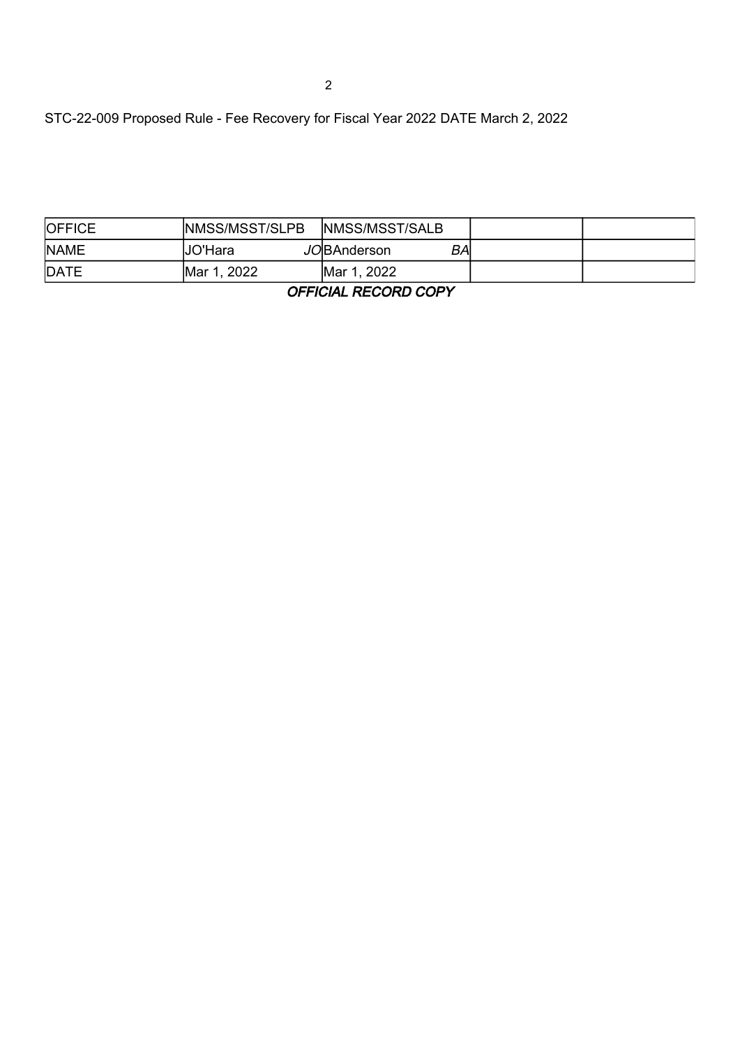STC-22-009 Proposed Rule - Fee Recovery for Fiscal Year 2022 DATE March 2, 2022

| OFFICE | NMSS/MSST/SLPB | NMSS/MSST/SALB | | |
|---|---|---|---|---|
| NAME | JO'Hara *JO* | BAnderson *BA* | | |
| DATE | Mar 1, 2022 | Mar 1, 2022 | | |

***OFFICIAL RECORD COPY***